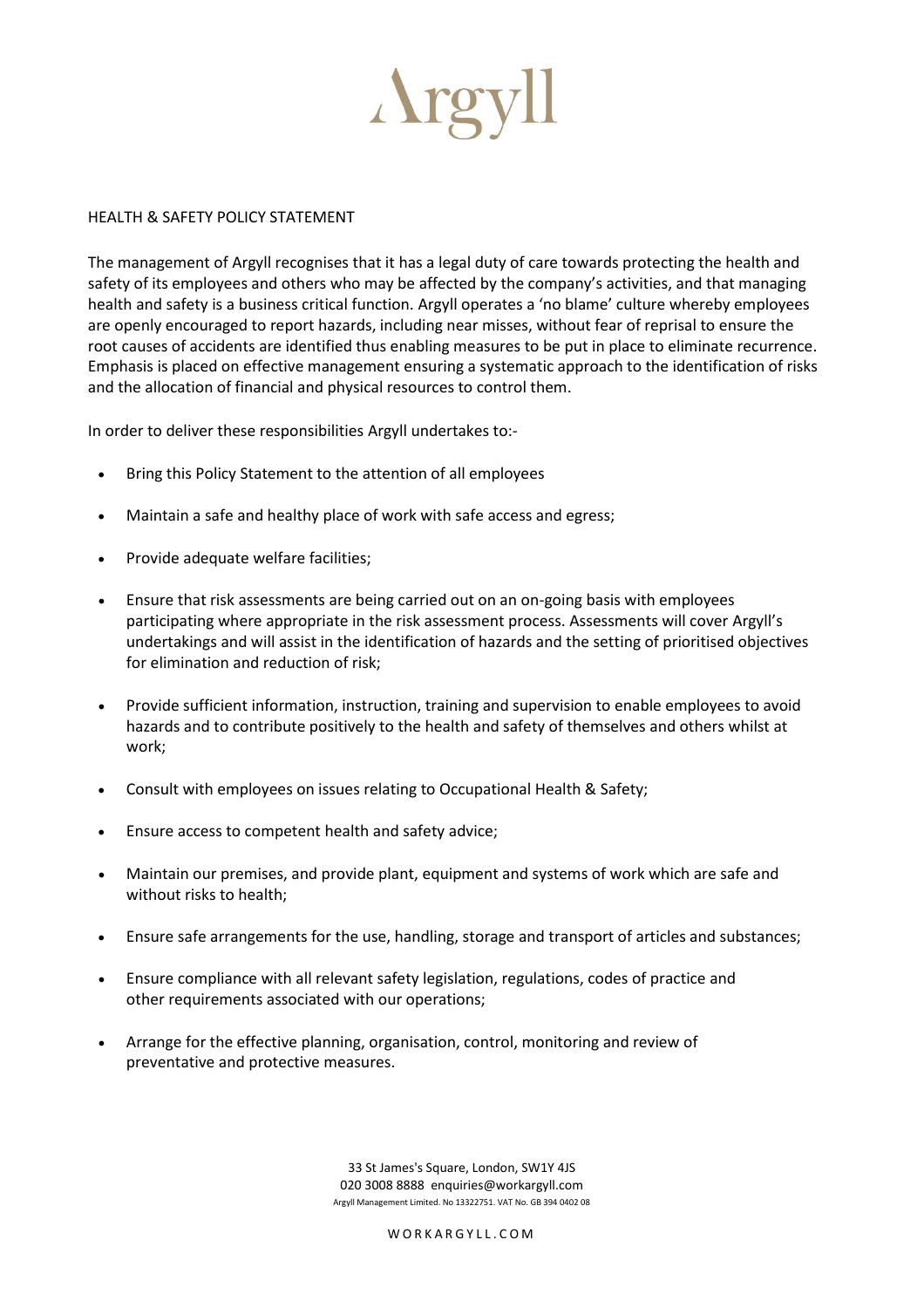# Argyll

## HEALTH & SAFETY POLICY STATEMENT

The management of Argyll recognises that it has a legal duty of care towards protecting the health and safety of its employees and others who may be affected by the company's activities, and that managing health and safety is a business critical function. Argyll operates a 'no blame' culture whereby employees are openly encouraged to report hazards, including near misses, without fear of reprisal to ensure the root causes of accidents are identified thus enabling measures to be put in place to eliminate recurrence. Emphasis is placed on effective management ensuring a systematic approach to the identification of risks and the allocation of financial and physical resources to control them.

In order to deliver these responsibilities Argyll undertakes to:-

- Bring this Policy Statement to the attention of all employees
- Maintain a safe and healthy place of work with safe access and egress;
- Provide adequate welfare facilities;
- Ensure that risk assessments are being carried out on an on-going basis with employees participating where appropriate in the risk assessment process. Assessments will cover Argyll's undertakings and will assist in the identification of hazards and the setting of prioritised objectives for elimination and reduction of risk;
- Provide sufficient information, instruction, training and supervision to enable employees to avoid hazards and to contribute positively to the health and safety of themselves and others whilst at work;
- Consult with employees on issues relating to Occupational Health & Safety;
- Ensure access to competent health and safety advice;
- Maintain our premises, and provide plant, equipment and systems of work which are safe and without risks to health;
- Ensure safe arrangements for the use, handling, storage and transport of articles and substances;
- Ensure compliance with all relevant safety legislation, regulations, codes of practice and other requirements associated with our operations;
- Arrange for the effective planning, organisation, control, monitoring and review of preventative and protective measures.

33 St James's Square, London, SW1Y 4JS
020 3008 8888 enquiries@workargyll.com
Argyll Management Limited. No 13322751. VAT No. GB 394 0402 08

WORKARGYLL.COM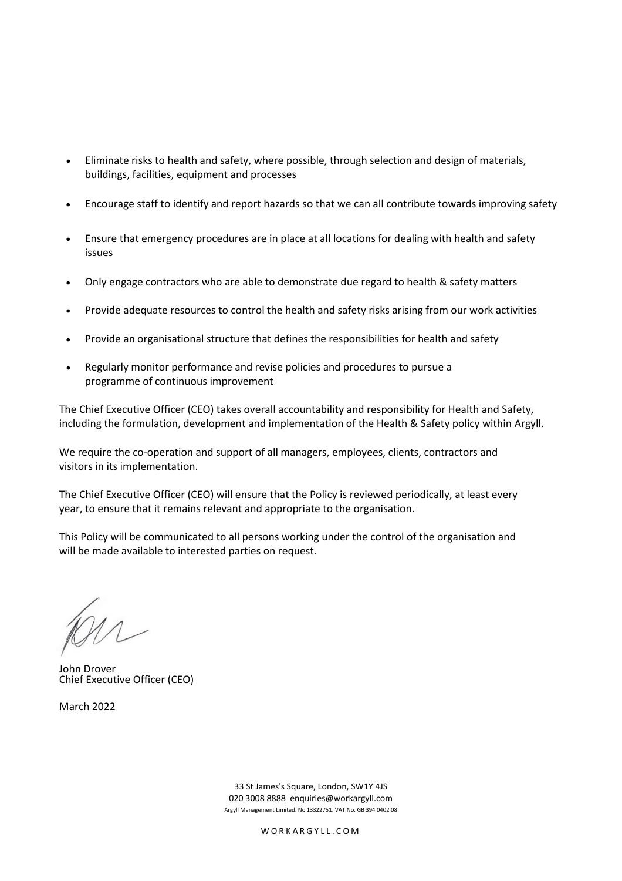- Eliminate risks to health and safety, where possible, through selection and design of materials, buildings, facilities, equipment and processes
- Encourage staff to identify and report hazards so that we can all contribute towards improving safety
- Ensure that emergency procedures are in place at all locations for dealing with health and safety issues
- Only engage contractors who are able to demonstrate due regard to health & safety matters
- Provide adequate resources to control the health and safety risks arising from our work activities
- Provide an organisational structure that defines the responsibilities for health and safety
- Regularly monitor performance and revise policies and procedures to pursue a programme of continuous improvement

The Chief Executive Officer (CEO) takes overall accountability and responsibility for Health and Safety, including the formulation, development and implementation of the Health & Safety policy within Argyll.

We require the co-operation and support of all managers, employees, clients, contractors and visitors in its implementation.

The Chief Executive Officer (CEO) will ensure that the Policy is reviewed periodically, at least every year, to ensure that it remains relevant and appropriate to the organisation.

This Policy will be communicated to all persons working under the control of the organisation and will be made available to interested parties on request.

John Drover
Chief Executive Officer (CEO)

March 2022

33 St James's Square, London, SW1Y 4JS
020 3008 8888 enquiries@workargyll.com
Argyll Management Limited. No 13322751. VAT No. GB 394 0402 08

WORKARGYLL.COM